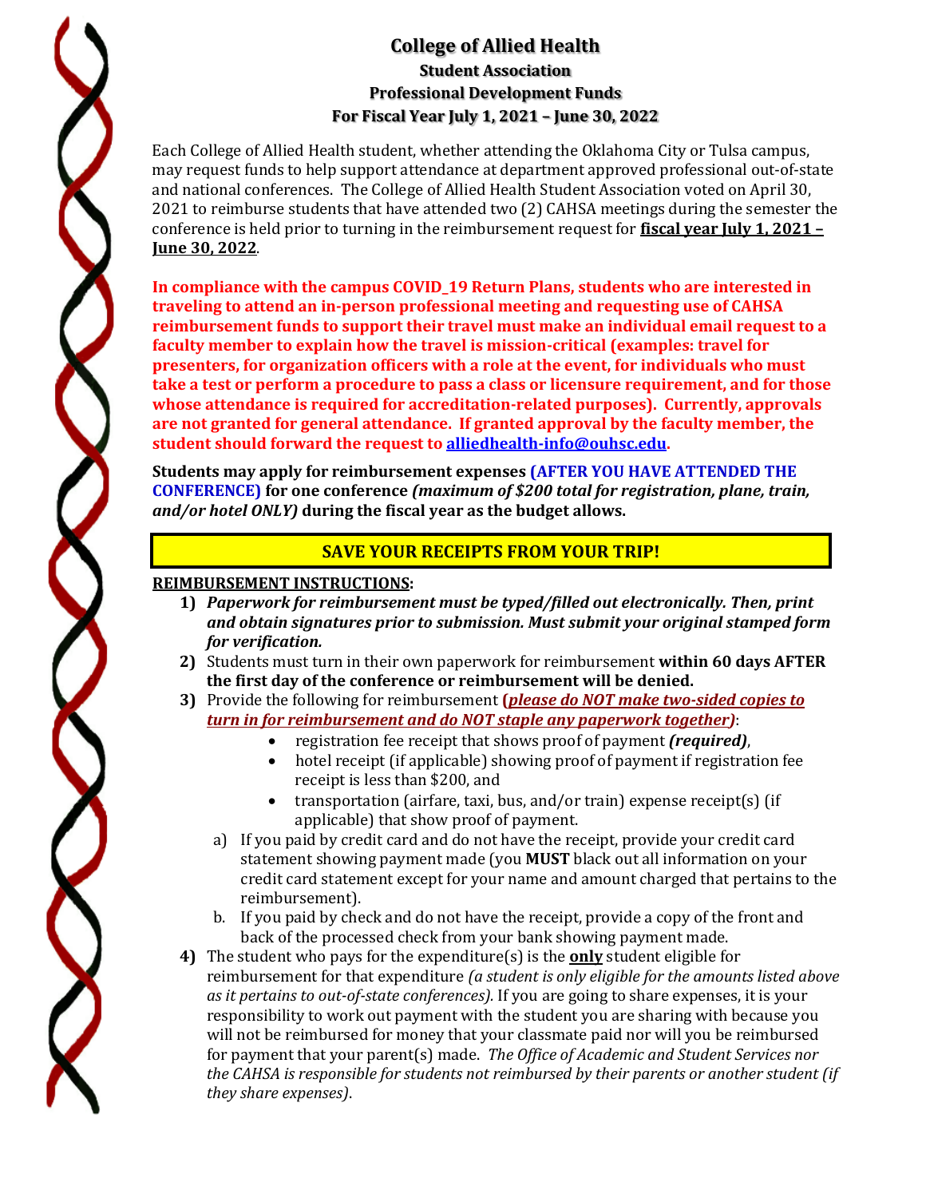# College of Allied Health

## Student Association

## Professional Development Funds

## For Fiscal Year July 1, 2021 – June 30, 2022

Each College of Allied Health student, whether attending the Oklahoma City or Tulsa campus, may request funds to help support attendance at department approved professional out-of-state and national conferences. The College of Allied Health Student Association voted on April 30, 2021 to reimburse students that have attended two (2) CAHSA meetings during the semester the conference is held prior to turning in the reimbursement request for **fiscal year July 1, 2021 – June 30, 2022**.

**In compliance with the campus COVID_19 Return Plans, students who are interested in traveling to attend an in-person professional meeting and requesting use of CAHSA reimbursement funds to support their travel must make an individual email request to a faculty member to explain how the travel is mission-critical (examples: travel for presenters, for organization officers with a role at the event, for individuals who must take a test or perform a procedure to pass a class or licensure requirement, and for those whose attendance is required for accreditation-related purposes). Currently, approvals are not granted for general attendance. If granted approval by the faculty member, the student should forward the request to alliedhealth-info@ouhsc.edu.**

**Students may apply for reimbursement expenses (AFTER YOU HAVE ATTENDED THE CONFERENCE) for one conference *(maximum of $200 total for registration, plane, train, and/or hotel ONLY)* during the fiscal year as the budget allows.**

**SAVE YOUR RECEIPTS FROM YOUR TRIP!**

**REIMBURSEMENT INSTRUCTIONS:**

1) ***Paperwork for reimbursement must be typed/filled out electronically. Then, print and obtain signatures prior to submission. Must submit your original stamped form for verification.***
2) Students must turn in their own paperwork for reimbursement **within 60 days AFTER the first day of the conference or reimbursement will be denied.**
3) Provide the following for reimbursement (***please do NOT make two-sided copies to turn in for reimbursement and do NOT staple any paperwork together***):
   - registration fee receipt that shows proof of payment ***(required)***,
   - hotel receipt (if applicable) showing proof of payment if registration fee receipt is less than $200, and
   - transportation (airfare, taxi, bus, and/or train) expense receipt(s) (if applicable) that show proof of payment.

   a) If you paid by credit card and do not have the receipt, provide your credit card statement showing payment made (you **MUST** black out all information on your credit card statement except for your name and amount charged that pertains to the reimbursement).

   b. If you paid by check and do not have the receipt, provide a copy of the front and back of the processed check from your bank showing payment made.
4) The student who pays for the expenditure(s) is the **only** student eligible for reimbursement for that expenditure *(a student is only eligible for the amounts listed above as it pertains to out-of-state conferences).* If you are going to share expenses, it is your responsibility to work out payment with the student you are sharing with because you will not be reimbursed for money that your classmate paid nor will you be reimbursed for payment that your parent(s) made. *The Office of Academic and Student Services nor the CAHSA is responsible for students not reimbursed by their parents or another student (if they share expenses).*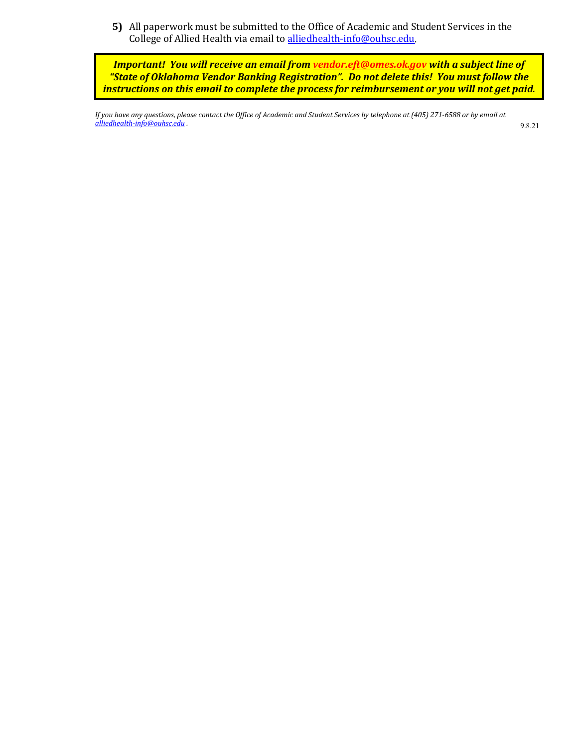5) All paperwork must be submitted to the Office of Academic and Student Services in the College of Allied Health via email to alliedhealth-info@ouhsc.edu.

***Important! You will receive an email from vendor.eft@omes.ok.gov with a subject line of "State of Oklahoma Vendor Banking Registration". Do not delete this! You must follow the instructions on this email to complete the process for reimbursement or you will not get paid.***

*If you have any questions, please contact the Office of Academic and Student Services by telephone at (405) 271-6588 or by email at alliedhealth-info@ouhsc.edu .*

9.8.21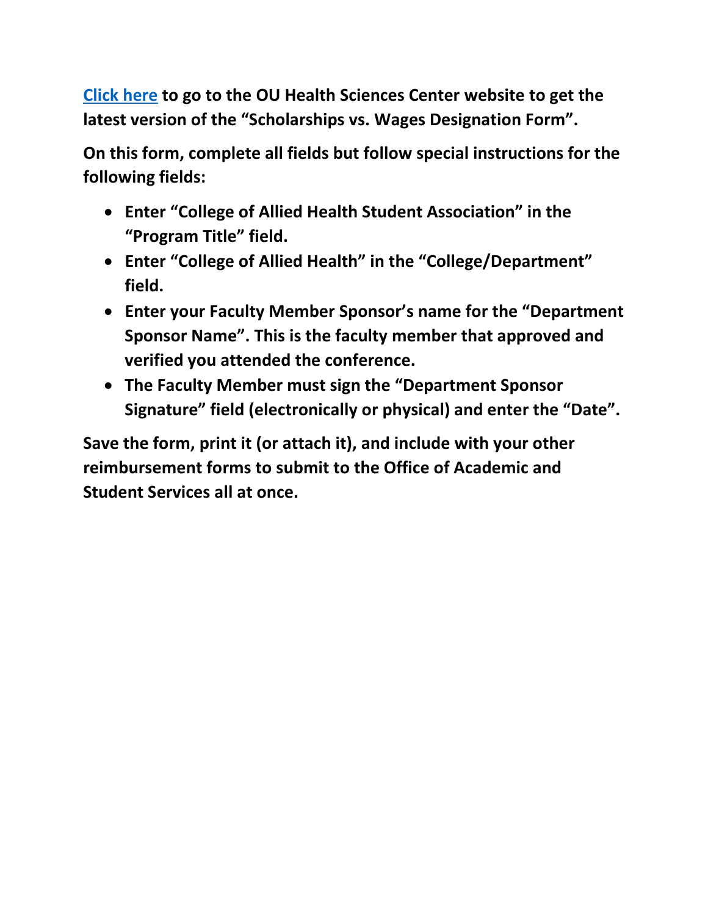**[Click here]() to go to the OU Health Sciences Center website to get the latest version of the "Scholarships vs. Wages Designation Form".**

**On this form, complete all fields but follow special instructions for the following fields:**

- **Enter "College of Allied Health Student Association" in the "Program Title" field.**
- **Enter "College of Allied Health" in the "College/Department" field.**
- **Enter your Faculty Member Sponsor's name for the "Department Sponsor Name". This is the faculty member that approved and verified you attended the conference.**
- **The Faculty Member must sign the "Department Sponsor Signature" field (electronically or physical) and enter the "Date".**

**Save the form, print it (or attach it), and include with your other reimbursement forms to submit to the Office of Academic and Student Services all at once.**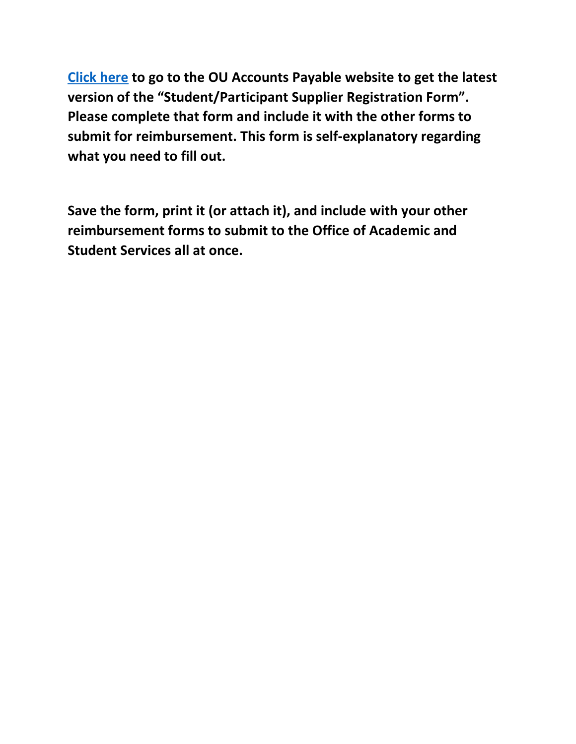**Click here to go to the OU Accounts Payable website to get the latest version of the "Student/Participant Supplier Registration Form". Please complete that form and include it with the other forms to submit for reimbursement. This form is self-explanatory regarding what you need to fill out.**

**Save the form, print it (or attach it), and include with your other reimbursement forms to submit to the Office of Academic and Student Services all at once.**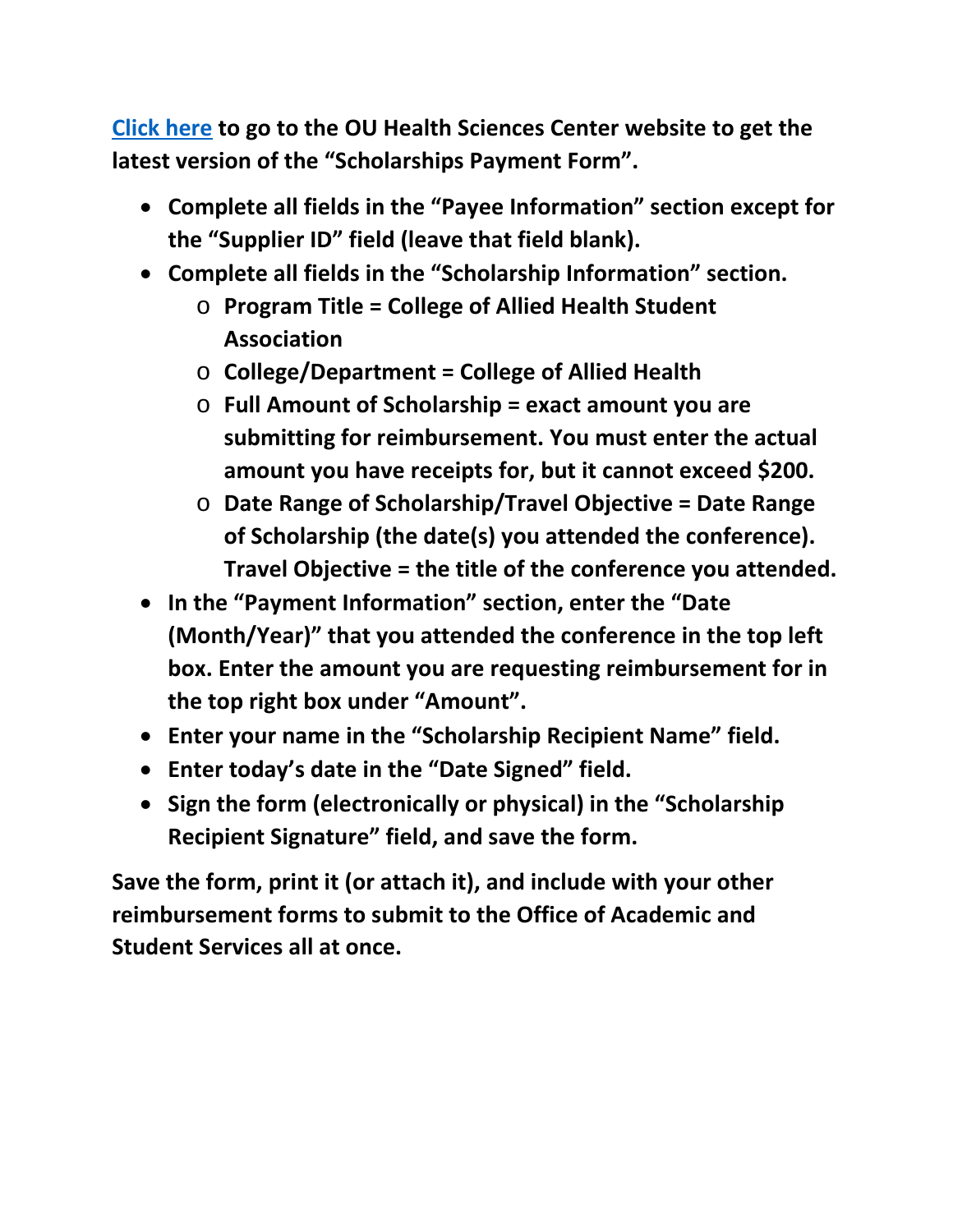**[Click here](#) to go to the OU Health Sciences Center website to get the latest version of the "Scholarships Payment Form".**

- **Complete all fields in the "Payee Information" section except for the "Supplier ID" field (leave that field blank).**
- **Complete all fields in the "Scholarship Information" section.**
  - **Program Title = College of Allied Health Student Association**
  - **College/Department = College of Allied Health**
  - **Full Amount of Scholarship = exact amount you are submitting for reimbursement. You must enter the actual amount you have receipts for, but it cannot exceed $200.**
  - **Date Range of Scholarship/Travel Objective = Date Range of Scholarship (the date(s) you attended the conference). Travel Objective = the title of the conference you attended.**
- **In the "Payment Information" section, enter the "Date (Month/Year)" that you attended the conference in the top left box. Enter the amount you are requesting reimbursement for in the top right box under "Amount".**
- **Enter your name in the "Scholarship Recipient Name" field.**
- **Enter today's date in the "Date Signed" field.**
- **Sign the form (electronically or physical) in the "Scholarship Recipient Signature" field, and save the form.**

**Save the form, print it (or attach it), and include with your other reimbursement forms to submit to the Office of Academic and Student Services all at once.**